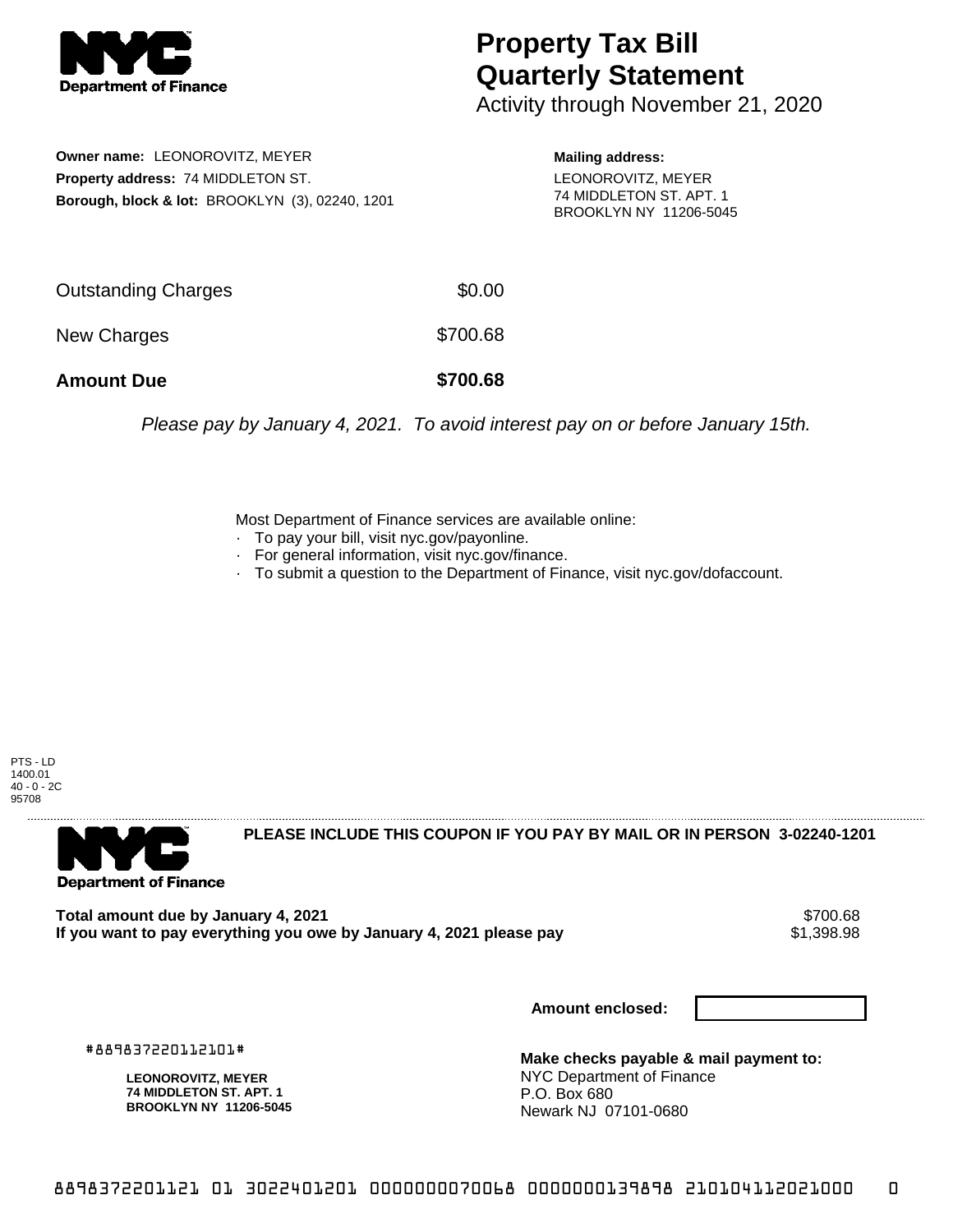# Property Tax Bill Quarterly Statement

Activity through November 21, 2020

**Owner name:** LEONOROVITZ, MEYER
**Property address:** 74 MIDDLETON ST.
**Borough, block & lot:** BROOKLYN (3), 02240, 1201

**Mailing address:**
LEONOROVITZ, MEYER
74 MIDDLETON ST. APT. 1
BROOKLYN NY 11206-5045

| | |
|---|---|
| Outstanding Charges | $0.00 |
| New Charges | $700.68 |
| **Amount Due** | **$700.68** |

*Please pay by January 4, 2021. To avoid interest pay on or before January 15th.*

Most Department of Finance services are available online:
- To pay your bill, visit nyc.gov/payonline.
- For general information, visit nyc.gov/finance.
- To submit a question to the Department of Finance, visit nyc.gov/dofaccount.

PTS - LD
1400.01
40 - 0 - 2C
95708

**PLEASE INCLUDE THIS COUPON IF YOU PAY BY MAIL OR IN PERSON 3-02240-1201**

**Total amount due by January 4, 2021** $700.68
**If you want to pay everything you owe by January 4, 2021 please pay** $1,398.98

**Amount enclosed:**

#889837220112101#

**LEONOROVITZ, MEYER**
**74 MIDDLETON ST. APT. 1**
**BROOKLYN NY 11206-5045**

**Make checks payable & mail payment to:**
NYC Department of Finance
P.O. Box 680
Newark NJ 07101-0680

8898372201121 01 3022401201 0000000070068 0000000139898 210104112021000 0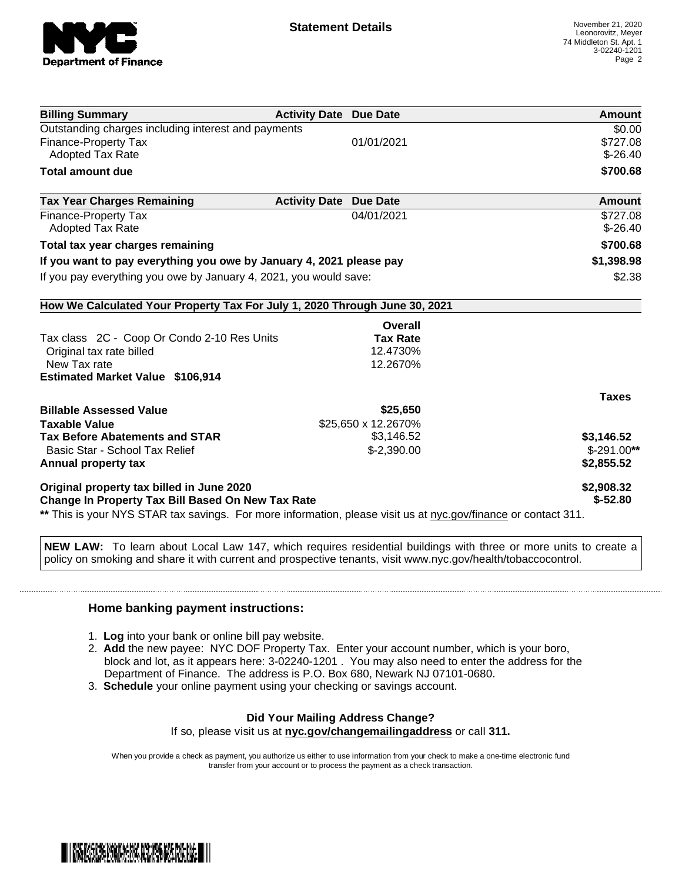**Statement Details**

November 21, 2020
Leonorovitz, Meyer
74 Middleton St. Apt. 1
3-02240-1201

| **Billing Summary** | **Activity Date** | **Due Date** | **Amount** |
|---|---|---|---|
| Outstanding charges including interest and payments | | | $0.00 |
| Finance-Property Tax | | 01/01/2021 | $727.08 |
| Adopted Tax Rate | | | $-26.40 |
| **Total amount due** | | | **$700.68** |

| **Tax Year Charges Remaining** | **Activity Date** | **Due Date** | **Amount** |
|---|---|---|---|
| Finance-Property Tax | | 04/01/2021 | $727.08 |
| Adopted Tax Rate | | | $-26.40 |
| **Total tax year charges remaining** | | | **$700.68** |
| **If you want to pay everything you owe by January 4, 2021 please pay** | | | **$1,398.98** |
| If you pay everything you owe by January 4, 2021, you would save: | | | $2.38 |

**How We Calculated Your Property Tax For July 1, 2020 Through June 30, 2021**

| | **Overall Tax Rate** | |
|---|---|---|
| Tax class 2C - Coop Or Condo 2-10 Res Units | | |
| Original tax rate billed | 12.4730% | |
| New Tax rate | 12.2670% | |
| **Estimated Market Value $106,914** | | |
| | | **Taxes** |
| **Billable Assessed Value** | **$25,650** | |
| **Taxable Value** | $25,650 x 12.2670% | |
| **Tax Before Abatements and STAR** | $3,146.52 | **$3,146.52** |
| Basic Star - School Tax Relief | $-2,390.00 | $-291.00** |
| **Annual property tax** | | **$2,855.52** |
| **Original property tax billed in June 2020** | | **$2,908.32** |
| **Change In Property Tax Bill Based On New Tax Rate** | | **$-52.80** |

** This is your NYS STAR tax savings. For more information, please visit us at nyc.gov/finance or contact 311.

**NEW LAW:** To learn about Local Law 147, which requires residential buildings with three or more units to create a policy on smoking and share it with current and prospective tenants, visit www.nyc.gov/health/tobaccocontrol.

### Home banking payment instructions:

1. **Log** into your bank or online bill pay website.
2. **Add** the new payee: NYC DOF Property Tax. Enter your account number, which is your boro, block and lot, as it appears here: 3-02240-1201 . You may also need to enter the address for the Department of Finance. The address is P.O. Box 680, Newark NJ 07101-0680.
3. **Schedule** your online payment using your checking or savings account.

**Did Your Mailing Address Change?**

If so, please visit us at **nyc.gov/changemailingaddress** or call **311.**

When you provide a check as payment, you authorize us either to use information from your check to make a one-time electronic fund transfer from your account or to process the payment as a check transaction.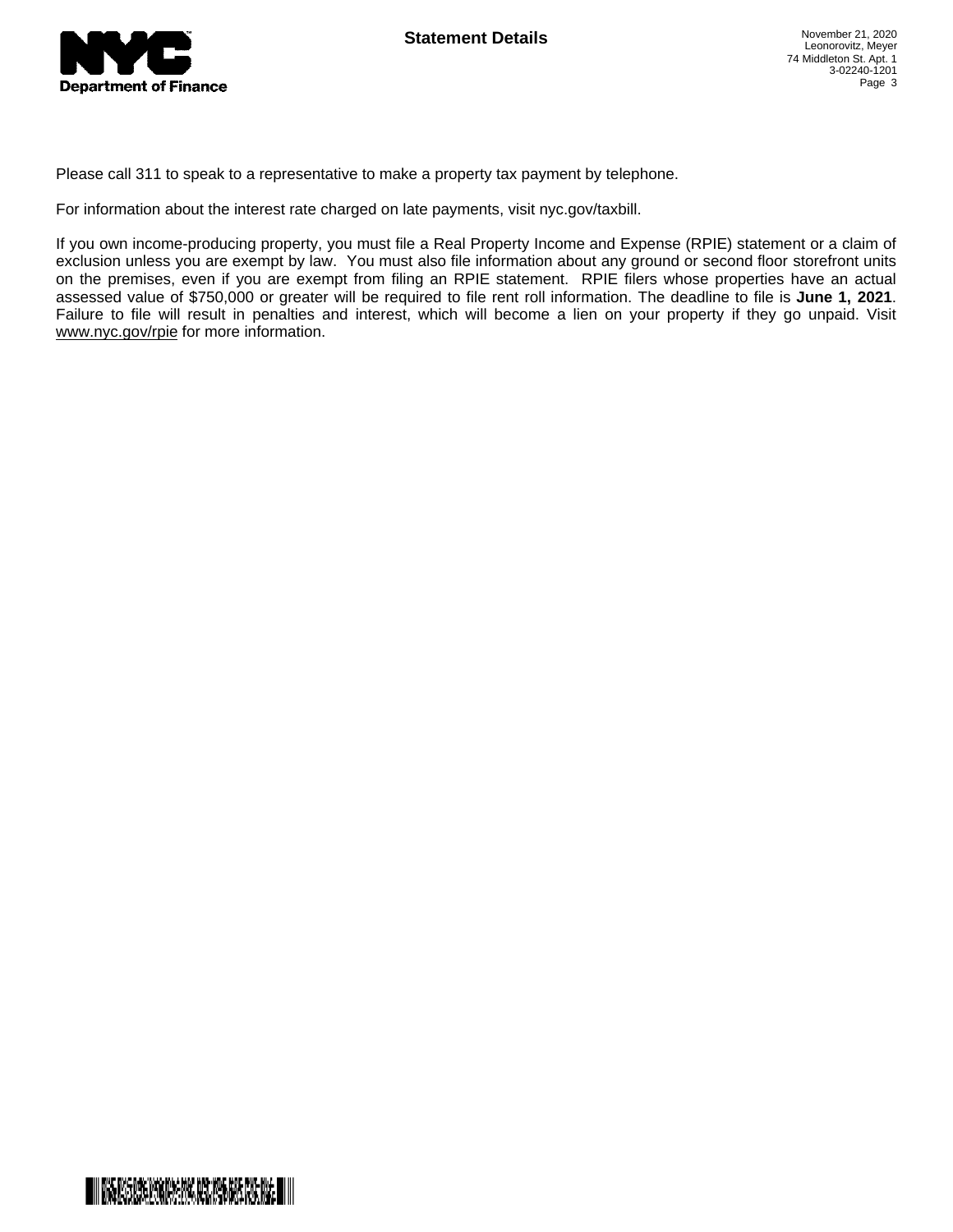Please call 311 to speak to a representative to make a property tax payment by telephone.

For information about the interest rate charged on late payments, visit nyc.gov/taxbill.

If you own income-producing property, you must file a Real Property Income and Expense (RPIE) statement or a claim of exclusion unless you are exempt by law. You must also file information about any ground or second floor storefront units on the premises, even if you are exempt from filing an RPIE statement. RPIE filers whose properties have an actual assessed value of $750,000 or greater will be required to file rent roll information. The deadline to file is **June 1, 2021**. Failure to file will result in penalties and interest, which will become a lien on your property if they go unpaid. Visit www.nyc.gov/rpie for more information.